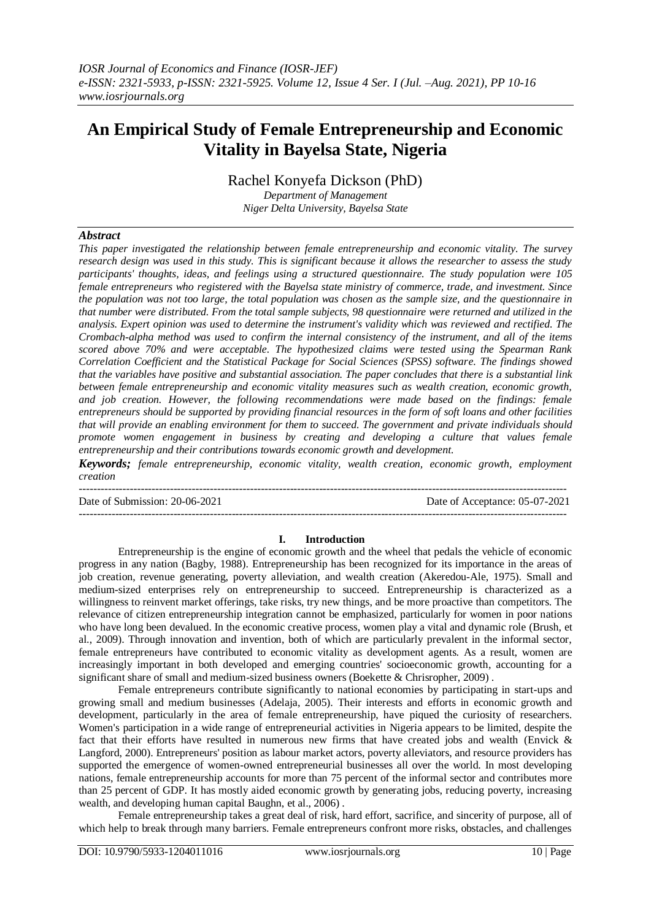# An Empirical Study of Female Entrepreneurship and Economic Vitality in Bayelsa State, Nigeria

Rachel Konyefa Dickson (PhD)

*Department of Management*
*Niger Delta University, Bayelsa State*

### *Abstract*

*This paper investigated the relationship between female entrepreneurship and economic vitality. The survey research design was used in this study. This is significant because it allows the researcher to assess the study participants' thoughts, ideas, and feelings using a structured questionnaire. The study population were 105 female entrepreneurs who registered with the Bayelsa state ministry of commerce, trade, and investment. Since the population was not too large, the total population was chosen as the sample size, and the questionnaire in that number were distributed. From the total sample subjects, 98 questionnaire were returned and utilized in the analysis. Expert opinion was used to determine the instrument's validity which was reviewed and rectified. The Crombach-alpha method was used to confirm the internal consistency of the instrument, and all of the items scored above 70% and were acceptable. The hypothesized claims were tested using the Spearman Rank Correlation Coefficient and the Statistical Package for Social Sciences (SPSS) software. The findings showed that the variables have positive and substantial association. The paper concludes that there is a substantial link between female entrepreneurship and economic vitality measures such as wealth creation, economic growth, and job creation. However, the following recommendations were made based on the findings: female entrepreneurs should be supported by providing financial resources in the form of soft loans and other facilities that will provide an enabling environment for them to succeed. The government and private individuals should promote women engagement in business by creating and developing a culture that values female entrepreneurship and their contributions towards economic growth and development.*

***Keywords;*** *female entrepreneurship, economic vitality, wealth creation, economic growth, employment creation*

---

Date of Submission: 20-06-2021 | Date of Acceptance: 05-07-2021

---

## I. Introduction

Entrepreneurship is the engine of economic growth and the wheel that pedals the vehicle of economic progress in any nation (Bagby, 1988). Entrepreneurship has been recognized for its importance in the areas of job creation, revenue generating, poverty alleviation, and wealth creation (Akeredou-Ale, 1975). Small and medium-sized enterprises rely on entrepreneurship to succeed. Entrepreneurship is characterized as a willingness to reinvent market offerings, take risks, try new things, and be more proactive than competitors. The relevance of citizen entrepreneurship integration cannot be emphasized, particularly for women in poor nations who have long been devalued. In the economic creative process, women play a vital and dynamic role (Brush, et al., 2009). Through innovation and invention, both of which are particularly prevalent in the informal sector, female entrepreneurs have contributed to economic vitality as development agents. As a result, women are increasingly important in both developed and emerging countries' socioeconomic growth, accounting for a significant share of small and medium-sized business owners (Boekette & Chrisropher, 2009) .

Female entrepreneurs contribute significantly to national economies by participating in start-ups and growing small and medium businesses (Adelaja, 2005). Their interests and efforts in economic growth and development, particularly in the area of female entrepreneurship, have piqued the curiosity of researchers. Women's participation in a wide range of entrepreneurial activities in Nigeria appears to be limited, despite the fact that their efforts have resulted in numerous new firms that have created jobs and wealth (Envick & Langford, 2000). Entrepreneurs' position as labour market actors, poverty alleviators, and resource providers has supported the emergence of women-owned entrepreneurial businesses all over the world. In most developing nations, female entrepreneurship accounts for more than 75 percent of the informal sector and contributes more than 25 percent of GDP. It has mostly aided economic growth by generating jobs, reducing poverty, increasing wealth, and developing human capital Baughn, et al., 2006) .

Female entrepreneurship takes a great deal of risk, hard effort, sacrifice, and sincerity of purpose, all of which help to break through many barriers. Female entrepreneurs confront more risks, obstacles, and challenges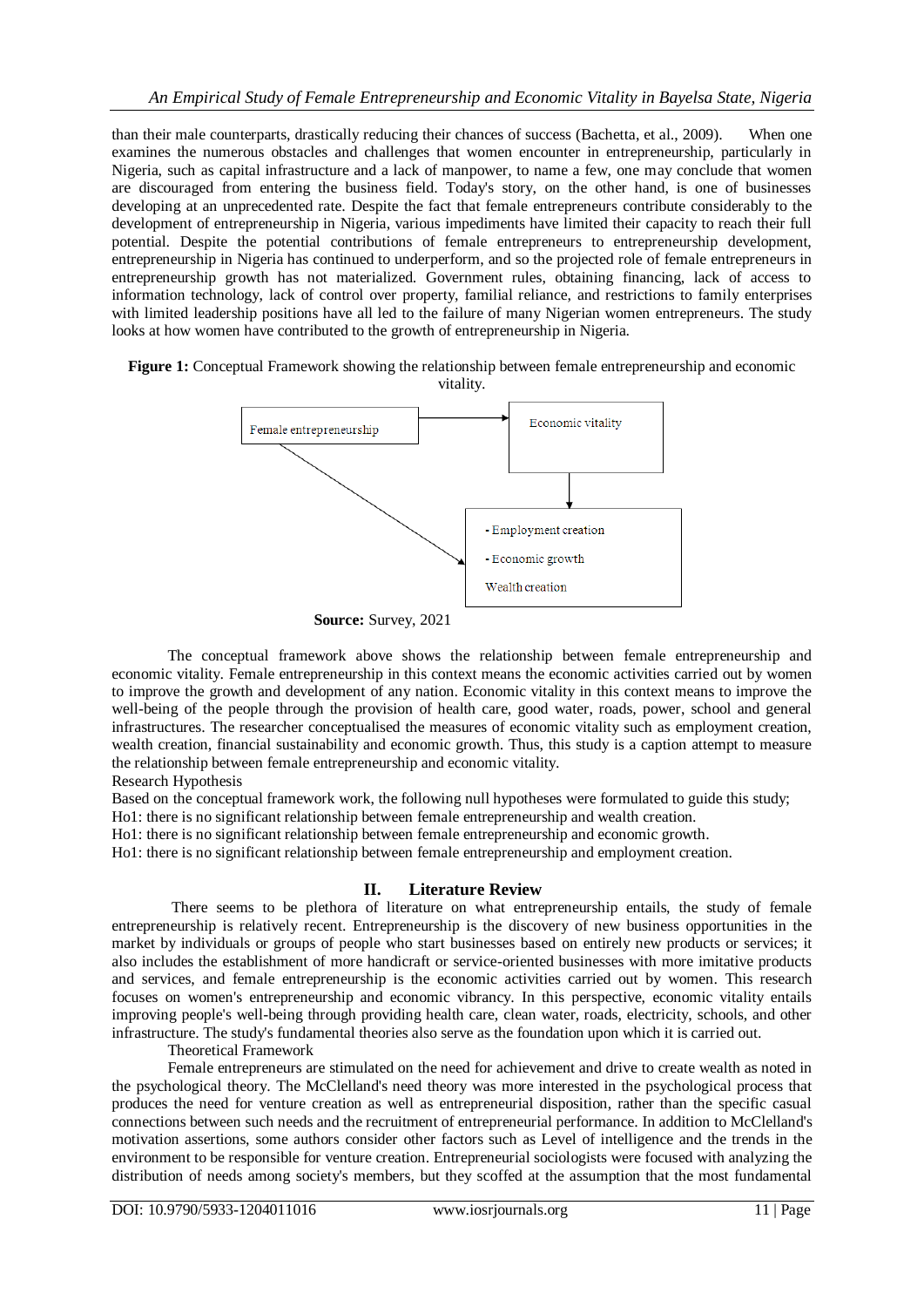than their male counterparts, drastically reducing their chances of success (Bachetta, et al., 2009). When one examines the numerous obstacles and challenges that women encounter in entrepreneurship, particularly in Nigeria, such as capital infrastructure and a lack of manpower, to name a few, one may conclude that women are discouraged from entering the business field. Today's story, on the other hand, is one of businesses developing at an unprecedented rate. Despite the fact that female entrepreneurs contribute considerably to the development of entrepreneurship in Nigeria, various impediments have limited their capacity to reach their full potential. Despite the potential contributions of female entrepreneurs to entrepreneurship development, entrepreneurship in Nigeria has continued to underperform, and so the projected role of female entrepreneurs in entrepreneurship growth has not materialized. Government rules, obtaining financing, lack of access to information technology, lack of control over property, familial reliance, and restrictions to family enterprises with limited leadership positions have all led to the failure of many Nigerian women entrepreneurs. The study looks at how women have contributed to the growth of entrepreneurship in Nigeria.

**Figure 1:** Conceptual Framework showing the relationship between female entrepreneurship and economic vitality.

Female entrepreneurship → Economic vitality

- Employment creation
- Economic growth
- Wealth creation

**Source:** Survey, 2021

The conceptual framework above shows the relationship between female entrepreneurship and economic vitality. Female entrepreneurship in this context means the economic activities carried out by women to improve the growth and development of any nation. Economic vitality in this context means to improve the well-being of the people through the provision of health care, good water, roads, power, school and general infrastructures. The researcher conceptualised the measures of economic vitality such as employment creation, wealth creation, financial sustainability and economic growth. Thus, this study is a caption attempt to measure the relationship between female entrepreneurship and economic vitality.

Research Hypothesis

Based on the conceptual framework work, the following null hypotheses were formulated to guide this study;

Ho1: there is no significant relationship between female entrepreneurship and wealth creation.

Ho1: there is no significant relationship between female entrepreneurship and economic growth.

Ho1: there is no significant relationship between female entrepreneurship and employment creation.

## II. Literature Review

There seems to be plethora of literature on what entrepreneurship entails, the study of female entrepreneurship is relatively recent. Entrepreneurship is the discovery of new business opportunities in the market by individuals or groups of people who start businesses based on entirely new products or services; it also includes the establishment of more handicraft or service-oriented businesses with more imitative products and services, and female entrepreneurship is the economic activities carried out by women. This research focuses on women's entrepreneurship and economic vibrancy. In this perspective, economic vitality entails improving people's well-being through providing health care, clean water, roads, electricity, schools, and other infrastructure. The study's fundamental theories also serve as the foundation upon which it is carried out.

Theoretical Framework

Female entrepreneurs are stimulated on the need for achievement and drive to create wealth as noted in the psychological theory. The McClelland's need theory was more interested in the psychological process that produces the need for venture creation as well as entrepreneurial disposition, rather than the specific casual connections between such needs and the recruitment of entrepreneurial performance. In addition to McClelland's motivation assertions, some authors consider other factors such as Level of intelligence and the trends in the environment to be responsible for venture creation. Entrepreneurial sociologists were focused with analyzing the distribution of needs among society's members, but they scoffed at the assumption that the most fundamental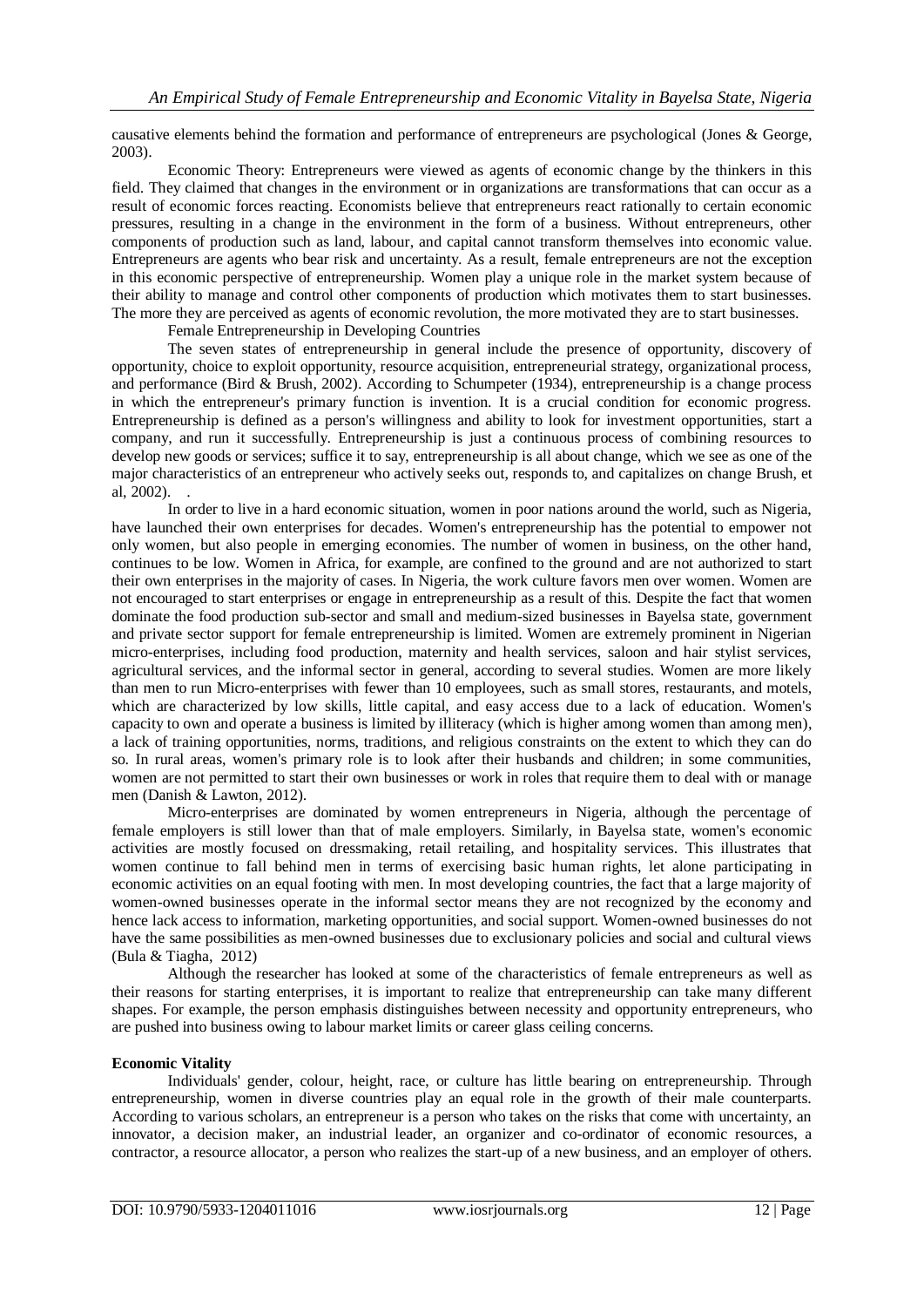causative elements behind the formation and performance of entrepreneurs are psychological (Jones & George, 2003).

Economic Theory: Entrepreneurs were viewed as agents of economic change by the thinkers in this field. They claimed that changes in the environment or in organizations are transformations that can occur as a result of economic forces reacting. Economists believe that entrepreneurs react rationally to certain economic pressures, resulting in a change in the environment in the form of a business. Without entrepreneurs, other components of production such as land, labour, and capital cannot transform themselves into economic value. Entrepreneurs are agents who bear risk and uncertainty. As a result, female entrepreneurs are not the exception in this economic perspective of entrepreneurship. Women play a unique role in the market system because of their ability to manage and control other components of production which motivates them to start businesses. The more they are perceived as agents of economic revolution, the more motivated they are to start businesses.

Female Entrepreneurship in Developing Countries

The seven states of entrepreneurship in general include the presence of opportunity, discovery of opportunity, choice to exploit opportunity, resource acquisition, entrepreneurial strategy, organizational process, and performance (Bird & Brush, 2002). According to Schumpeter (1934), entrepreneurship is a change process in which the entrepreneur's primary function is invention. It is a crucial condition for economic progress. Entrepreneurship is defined as a person's willingness and ability to look for investment opportunities, start a company, and run it successfully. Entrepreneurship is just a continuous process of combining resources to develop new goods or services; suffice it to say, entrepreneurship is all about change, which we see as one of the major characteristics of an entrepreneur who actively seeks out, responds to, and capitalizes on change Brush, et al, 2002). .

In order to live in a hard economic situation, women in poor nations around the world, such as Nigeria, have launched their own enterprises for decades. Women's entrepreneurship has the potential to empower not only women, but also people in emerging economies. The number of women in business, on the other hand, continues to be low. Women in Africa, for example, are confined to the ground and are not authorized to start their own enterprises in the majority of cases. In Nigeria, the work culture favors men over women. Women are not encouraged to start enterprises or engage in entrepreneurship as a result of this. Despite the fact that women dominate the food production sub-sector and small and medium-sized businesses in Bayelsa state, government and private sector support for female entrepreneurship is limited. Women are extremely prominent in Nigerian micro-enterprises, including food production, maternity and health services, saloon and hair stylist services, agricultural services, and the informal sector in general, according to several studies. Women are more likely than men to run Micro-enterprises with fewer than 10 employees, such as small stores, restaurants, and motels, which are characterized by low skills, little capital, and easy access due to a lack of education. Women's capacity to own and operate a business is limited by illiteracy (which is higher among women than among men), a lack of training opportunities, norms, traditions, and religious constraints on the extent to which they can do so. In rural areas, women's primary role is to look after their husbands and children; in some communities, women are not permitted to start their own businesses or work in roles that require them to deal with or manage men (Danish & Lawton, 2012).

Micro-enterprises are dominated by women entrepreneurs in Nigeria, although the percentage of female employers is still lower than that of male employers. Similarly, in Bayelsa state, women's economic activities are mostly focused on dressmaking, retail retailing, and hospitality services. This illustrates that women continue to fall behind men in terms of exercising basic human rights, let alone participating in economic activities on an equal footing with men. In most developing countries, the fact that a large majority of women-owned businesses operate in the informal sector means they are not recognized by the economy and hence lack access to information, marketing opportunities, and social support. Women-owned businesses do not have the same possibilities as men-owned businesses due to exclusionary policies and social and cultural views (Bula & Tiagha, 2012)

Although the researcher has looked at some of the characteristics of female entrepreneurs as well as their reasons for starting enterprises, it is important to realize that entrepreneurship can take many different shapes. For example, the person emphasis distinguishes between necessity and opportunity entrepreneurs, who are pushed into business owing to labour market limits or career glass ceiling concerns.

**Economic Vitality**

Individuals' gender, colour, height, race, or culture has little bearing on entrepreneurship. Through entrepreneurship, women in diverse countries play an equal role in the growth of their male counterparts. According to various scholars, an entrepreneur is a person who takes on the risks that come with uncertainty, an innovator, a decision maker, an industrial leader, an organizer and co-ordinator of economic resources, a contractor, a resource allocator, a person who realizes the start-up of a new business, and an employer of others.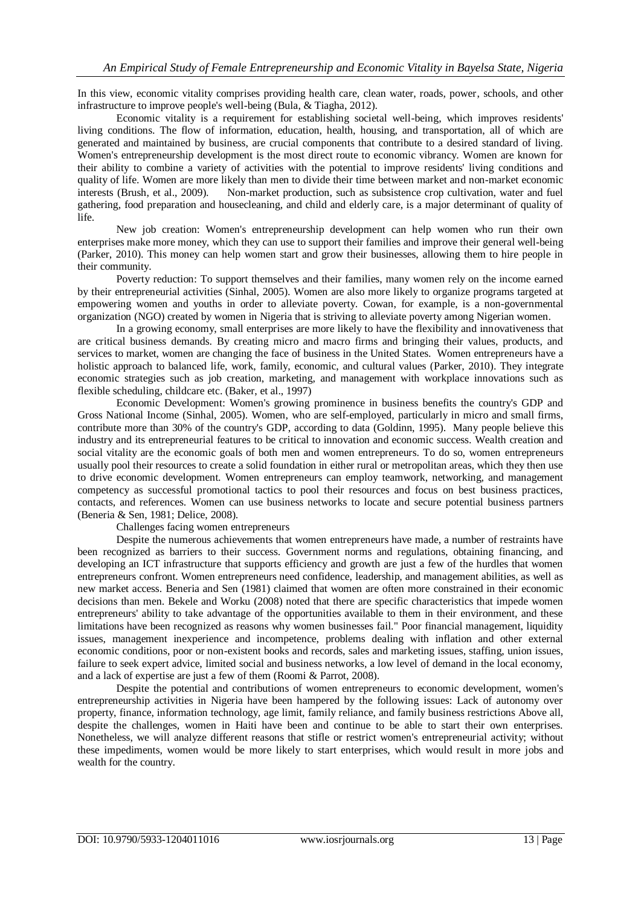In this view, economic vitality comprises providing health care, clean water, roads, power, schools, and other infrastructure to improve people's well-being (Bula, & Tiagha, 2012).

Economic vitality is a requirement for establishing societal well-being, which improves residents' living conditions. The flow of information, education, health, housing, and transportation, all of which are generated and maintained by business, are crucial components that contribute to a desired standard of living. Women's entrepreneurship development is the most direct route to economic vibrancy. Women are known for their ability to combine a variety of activities with the potential to improve residents' living conditions and quality of life. Women are more likely than men to divide their time between market and non-market economic interests (Brush, et al., 2009). Non-market production, such as subsistence crop cultivation, water and fuel gathering, food preparation and housecleaning, and child and elderly care, is a major determinant of quality of life.

New job creation: Women's entrepreneurship development can help women who run their own enterprises make more money, which they can use to support their families and improve their general well-being (Parker, 2010). This money can help women start and grow their businesses, allowing them to hire people in their community.

Poverty reduction: To support themselves and their families, many women rely on the income earned by their entrepreneurial activities (Sinhal, 2005). Women are also more likely to organize programs targeted at empowering women and youths in order to alleviate poverty. Cowan, for example, is a non-governmental organization (NGO) created by women in Nigeria that is striving to alleviate poverty among Nigerian women.

In a growing economy, small enterprises are more likely to have the flexibility and innovativeness that are critical business demands. By creating micro and macro firms and bringing their values, products, and services to market, women are changing the face of business in the United States. Women entrepreneurs have a holistic approach to balanced life, work, family, economic, and cultural values (Parker, 2010). They integrate economic strategies such as job creation, marketing, and management with workplace innovations such as flexible scheduling, childcare etc. (Baker, et al., 1997)

Economic Development: Women's growing prominence in business benefits the country's GDP and Gross National Income (Sinhal, 2005). Women, who are self-employed, particularly in micro and small firms, contribute more than 30% of the country's GDP, according to data (Goldinn, 1995). Many people believe this industry and its entrepreneurial features to be critical to innovation and economic success. Wealth creation and social vitality are the economic goals of both men and women entrepreneurs. To do so, women entrepreneurs usually pool their resources to create a solid foundation in either rural or metropolitan areas, which they then use to drive economic development. Women entrepreneurs can employ teamwork, networking, and management competency as successful promotional tactics to pool their resources and focus on best business practices, contacts, and references. Women can use business networks to locate and secure potential business partners (Beneria & Sen, 1981; Delice, 2008).

Challenges facing women entrepreneurs

Despite the numerous achievements that women entrepreneurs have made, a number of restraints have been recognized as barriers to their success. Government norms and regulations, obtaining financing, and developing an ICT infrastructure that supports efficiency and growth are just a few of the hurdles that women entrepreneurs confront. Women entrepreneurs need confidence, leadership, and management abilities, as well as new market access. Beneria and Sen (1981) claimed that women are often more constrained in their economic decisions than men. Bekele and Worku (2008) noted that there are specific characteristics that impede women entrepreneurs' ability to take advantage of the opportunities available to them in their environment, and these limitations have been recognized as reasons why women businesses fail." Poor financial management, liquidity issues, management inexperience and incompetence, problems dealing with inflation and other external economic conditions, poor or non-existent books and records, sales and marketing issues, staffing, union issues, failure to seek expert advice, limited social and business networks, a low level of demand in the local economy, and a lack of expertise are just a few of them (Roomi & Parrot, 2008).

Despite the potential and contributions of women entrepreneurs to economic development, women's entrepreneurship activities in Nigeria have been hampered by the following issues: Lack of autonomy over property, finance, information technology, age limit, family reliance, and family business restrictions Above all, despite the challenges, women in Haiti have been and continue to be able to start their own enterprises. Nonetheless, we will analyze different reasons that stifle or restrict women's entrepreneurial activity; without these impediments, women would be more likely to start enterprises, which would result in more jobs and wealth for the country.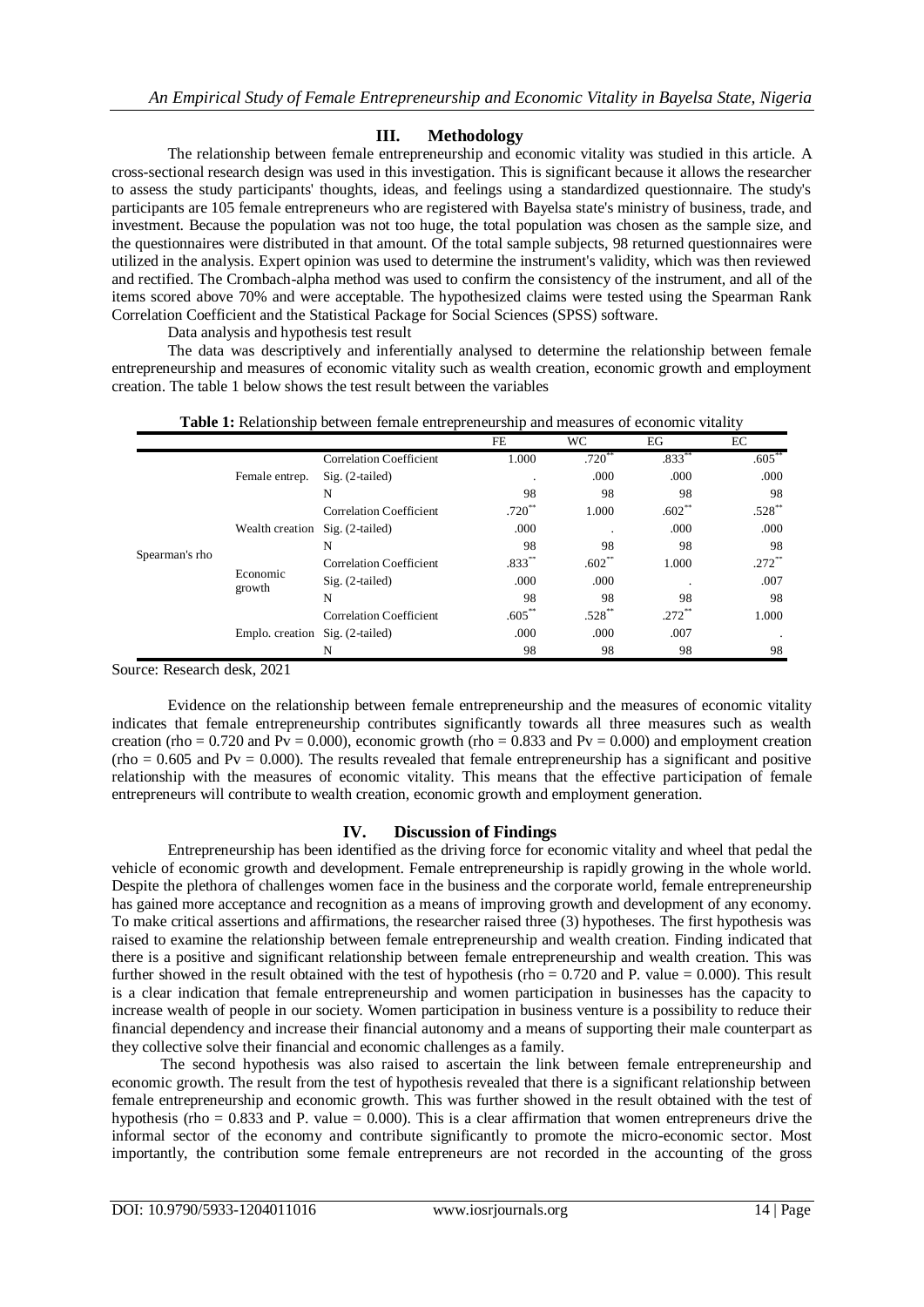## III. Methodology

The relationship between female entrepreneurship and economic vitality was studied in this article. A cross-sectional research design was used in this investigation. This is significant because it allows the researcher to assess the study participants' thoughts, ideas, and feelings using a standardized questionnaire. The study's participants are 105 female entrepreneurs who are registered with Bayelsa state's ministry of business, trade, and investment. Because the population was not too huge, the total population was chosen as the sample size, and the questionnaires were distributed in that amount. Of the total sample subjects, 98 returned questionnaires were utilized in the analysis. Expert opinion was used to determine the instrument's validity, which was then reviewed and rectified. The Crombach-alpha method was used to confirm the consistency of the instrument, and all of the items scored above 70% and were acceptable. The hypothesized claims were tested using the Spearman Rank Correlation Coefficient and the Statistical Package for Social Sciences (SPSS) software.

Data analysis and hypothesis test result

The data was descriptively and inferentially analysed to determine the relationship between female entrepreneurship and measures of economic vitality such as wealth creation, economic growth and employment creation. The table 1 below shows the test result between the variables

**Table 1:** Relationship between female entrepreneurship and measures of economic vitality

| | | | FE | WC | EG | EC |
|---|---|---|---|---|---|---|
| Spearman's rho | Female entrep. | Correlation Coefficient | 1.000 | .720** | .833** | .605** |
| | | Sig. (2-tailed) | . | .000 | .000 | .000 |
| | | N | 98 | 98 | 98 | 98 |
| | Wealth creation | Correlation Coefficient | .720** | 1.000 | .602** | .528** |
| | | Sig. (2-tailed) | .000 | . | .000 | .000 |
| | | N | 98 | 98 | 98 | 98 |
| | Economic growth | Correlation Coefficient | .833** | .602** | 1.000 | .272** |
| | | Sig. (2-tailed) | .000 | .000 | . | .007 |
| | | N | 98 | 98 | 98 | 98 |
| | Emplo. creation | Correlation Coefficient | .605** | .528** | .272** | 1.000 |
| | | Sig. (2-tailed) | .000 | .000 | .007 | . |
| | | N | 98 | 98 | 98 | 98 |

Source: Research desk, 2021

Evidence on the relationship between female entrepreneurship and the measures of economic vitality indicates that female entrepreneurship contributes significantly towards all three measures such as wealth creation (rho = 0.720 and Pv = 0.000), economic growth (rho = 0.833 and Pv = 0.000) and employment creation (rho = 0.605 and Pv = 0.000). The results revealed that female entrepreneurship has a significant and positive relationship with the measures of economic vitality. This means that the effective participation of female entrepreneurs will contribute to wealth creation, economic growth and employment generation.

## IV. Discussion of Findings

Entrepreneurship has been identified as the driving force for economic vitality and wheel that pedal the vehicle of economic growth and development. Female entrepreneurship is rapidly growing in the whole world. Despite the plethora of challenges women face in the business and the corporate world, female entrepreneurship has gained more acceptance and recognition as a means of improving growth and development of any economy. To make critical assertions and affirmations, the researcher raised three (3) hypotheses. The first hypothesis was raised to examine the relationship between female entrepreneurship and wealth creation. Finding indicated that there is a positive and significant relationship between female entrepreneurship and wealth creation. This was further showed in the result obtained with the test of hypothesis (rho = 0.720 and P. value = 0.000). This result is a clear indication that female entrepreneurship and women participation in businesses has the capacity to increase wealth of people in our society. Women participation in business venture is a possibility to reduce their financial dependency and increase their financial autonomy and a means of supporting their male counterpart as they collective solve their financial and economic challenges as a family.

The second hypothesis was also raised to ascertain the link between female entrepreneurship and economic growth. The result from the test of hypothesis revealed that there is a significant relationship between female entrepreneurship and economic growth. This was further showed in the result obtained with the test of hypothesis (rho = 0.833 and P. value = 0.000). This is a clear affirmation that women entrepreneurs drive the informal sector of the economy and contribute significantly to promote the micro-economic sector. Most importantly, the contribution some female entrepreneurs are not recorded in the accounting of the gross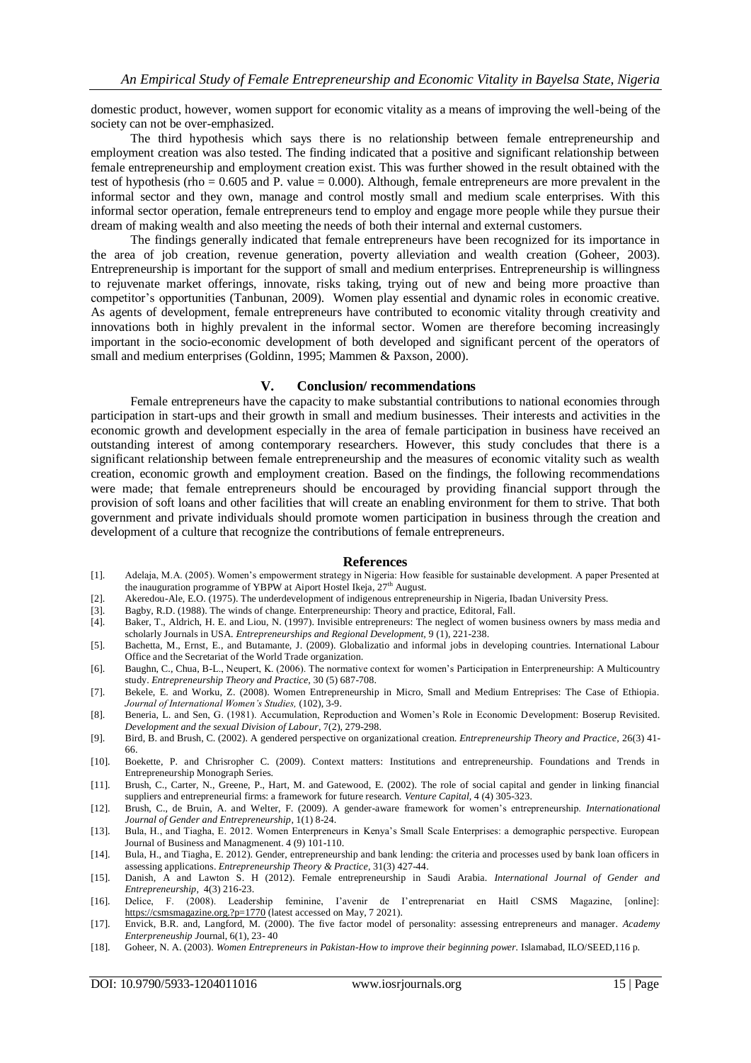domestic product, however, women support for economic vitality as a means of improving the well-being of the society can not be over-emphasized.

The third hypothesis which says there is no relationship between female entrepreneurship and employment creation was also tested. The finding indicated that a positive and significant relationship between female entrepreneurship and employment creation exist. This was further showed in the result obtained with the test of hypothesis (rho = 0.605 and P. value = 0.000). Although, female entrepreneurs are more prevalent in the informal sector and they own, manage and control mostly small and medium scale enterprises. With this informal sector operation, female entrepreneurs tend to employ and engage more people while they pursue their dream of making wealth and also meeting the needs of both their internal and external customers.

The findings generally indicated that female entrepreneurs have been recognized for its importance in the area of job creation, revenue generation, poverty alleviation and wealth creation (Goheer, 2003). Entrepreneurship is important for the support of small and medium enterprises. Entrepreneurship is willingness to rejuvenate market offerings, innovate, risks taking, trying out of new and being more proactive than competitor's opportunities (Tanbunan, 2009). Women play essential and dynamic roles in economic creative. As agents of development, female entrepreneurs have contributed to economic vitality through creativity and innovations both in highly prevalent in the informal sector. Women are therefore becoming increasingly important in the socio-economic development of both developed and significant percent of the operators of small and medium enterprises (Goldinn, 1995; Mammen & Paxson, 2000).

## V. Conclusion/ recommendations

Female entrepreneurs have the capacity to make substantial contributions to national economies through participation in start-ups and their growth in small and medium businesses. Their interests and activities in the economic growth and development especially in the area of female participation in business have received an outstanding interest of among contemporary researchers. However, this study concludes that there is a significant relationship between female entrepreneurship and the measures of economic vitality such as wealth creation, economic growth and employment creation. Based on the findings, the following recommendations were made; that female entrepreneurs should be encouraged by providing financial support through the provision of soft loans and other facilities that will create an enabling environment for them to strive. That both government and private individuals should promote women participation in business through the creation and development of a culture that recognize the contributions of female entrepreneurs.

## References

[1]. Adelaja, M.A. (2005). Women's empowerment strategy in Nigeria: How feasible for sustainable development. A paper Presented at the inauguration programme of YBPW at Aiport Hostel Ikeja, 27th August.

[2]. Akeredou-Ale, E.O. (1975). The underdevelopment of indigenous entrepreneurship in Nigeria, Ibadan University Press.

[3]. Bagby, R.D. (1988). The winds of change. Enterpreneurship: Theory and practice, Editoral, Fall.

[4]. Baker, T., Aldrich, H. E. and Liou, N. (1997). Invisible entrepreneurs: The neglect of women business owners by mass media and scholarly Journals in USA. *Entrepreneurships and Regional Development,* 9 (1), 221-238.

[5]. Bachetta, M., Ernst, E., and Butamante, J. (2009). Globalizatio and informal jobs in developing countries. International Labour Office and the Secretariat of the World Trade organization.

[6]. Baughn, C., Chua, B-L., Neupert, K. (2006). The normative context for women's Participation in Enterpreneurship: A Multicountry study. *Entrepreneurship Theory and Practice,* 30 (5) 687-708.

[7]. Bekele, E. and Worku, Z. (2008). Women Entrepreneurship in Micro, Small and Medium Entreprises: The Case of Ethiopia. *Journal of International Women's Studies,* (102), 3-9.

[8]. Beneria, L. and Sen, G. (1981). Accumulation, Reproduction and Women's Role in Economic Development: Boserup Revisited. *Development and the sexual Division of Labour,* 7(2), 279-298.

[9]. Bird, B. and Brush, C. (2002). A gendered perspective on organizational creation. *Entrepreneurship Theory and Practice,* 26(3) 41-66.

[10]. Boekette, P. and Chrisropher C. (2009). Context matters: Institutions and entrepreneurship. Foundations and Trends in Entrepreneurship Monograph Series.

[11]. Brush, C., Carter, N., Greene, P., Hart, M. and Gatewood, E. (2002). The role of social capital and gender in linking financial suppliers and entrepreneurial firms: a framework for future research. *Venture Capital,* 4 (4) 305-323.

[12]. Brush, C., de Bruin, A. and Welter, F. (2009). A gender-aware framework for women's entrepreneurship. *Internationational Journal of Gender and Entrepreneurship,* 1(1) 8-24.

[13]. Bula, H., and Tiagha, E. 2012. Women Enterpreneurs in Kenya's Small Scale Enterprises: a demographic perspective. European Journal of Business and Managmenent. 4 (9) 101-110.

[14]. Bula, H., and Tiagha, E. 2012). Gender, entrepreneurship and bank lending: the criteria and processes used by bank loan officers in assessing applications. *Entrepreneurship Theory & Practice,* 31(3) 427-44.

[15]. Danish, A and Lawton S. H (2012). Female entrepreneurship in Saudi Arabia. *International Journal of Gender and Entrepreneurship,* 4(3) 216-23.

[16]. Delice, F. (2008). Leadership feminine, l'avenir de l'entreprenariat en Haitl CSMS Magazine, [online]: https://csmsmagazine.org.?p=1770 (latest accessed on May, 7 2021).

[17]. Envick, B.R. and, Langford, M. (2000). The five factor model of personality: assessing entrepreneurs and manager. *Academy Enterpreneuship J*ournal, 6(1), 23- 40

[18]. Goheer, N. A. (2003). *Women Entrepreneurs in Pakistan-How to improve their beginning power.* Islamabad, ILO/SEED,116 p.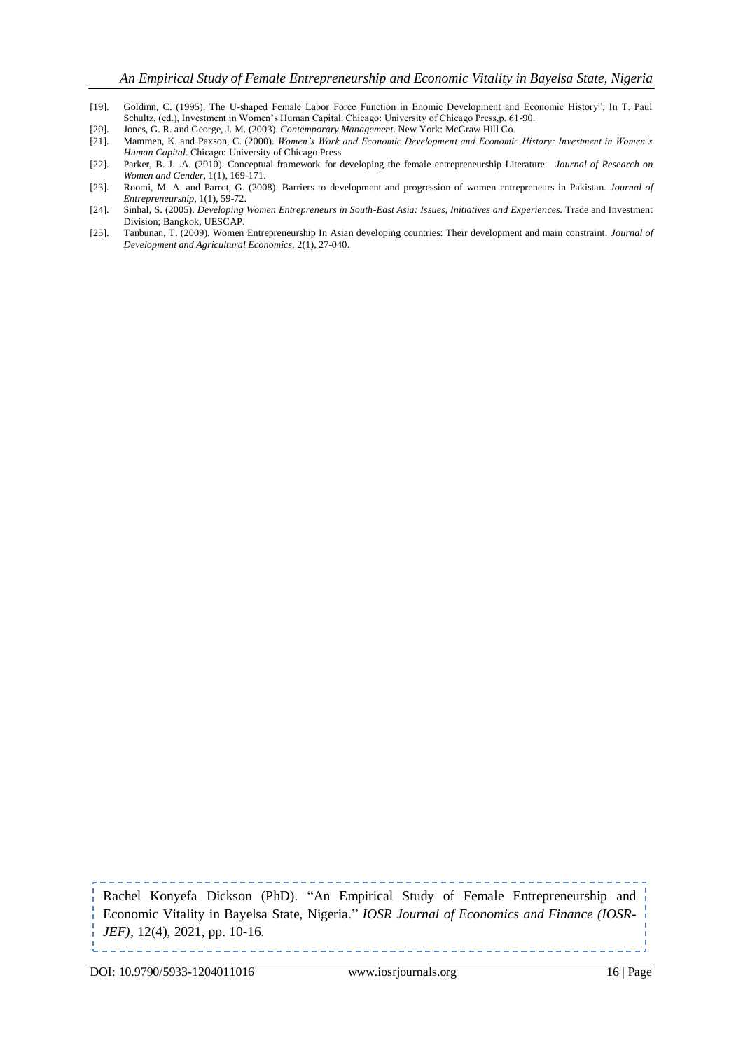[19]. Goldinn, C. (1995). The U-shaped Female Labor Force Function in Enomic Development and Economic History", In T. Paul Schultz, (ed.), Investment in Women's Human Capital. Chicago: University of Chicago Press,p. 61-90.

[20]. Jones, G. R. and George, J. M. (2003). *Contemporary Management*. New York: McGraw Hill Co.

[21]. Mammen, K. and Paxson, C. (2000). *Women's Work and Economic Development and Economic History; Investment in Women's Human Capital*. Chicago: University of Chicago Press

[22]. Parker, B. J. .A. (2010). Conceptual framework for developing the female entrepreneurship Literature. *Journal of Research on Women and Gender*, 1(1), 169-171.

[23]. Roomi, M. A. and Parrot, G. (2008). Barriers to development and progression of women entrepreneurs in Pakistan. *Journal of Entrepreneurship*, 1(1), 59-72.

[24]. Sinhal, S. (2005). *Developing Women Entrepreneurs in South-East Asia: Issues, Initiatives and Experiences.* Trade and Investment Division; Bangkok, UESCAP.

[25]. Tanbunan, T. (2009). Women Entrepreneurship In Asian developing countries: Their development and main constraint. *Journal of Development and Agricultural Economics,* 2(1), 27-040.

Rachel Konyefa Dickson (PhD). "An Empirical Study of Female Entrepreneurship and Economic Vitality in Bayelsa State, Nigeria." *IOSR Journal of Economics and Finance (IOSR-JEF)*, 12(4), 2021, pp. 10-16.